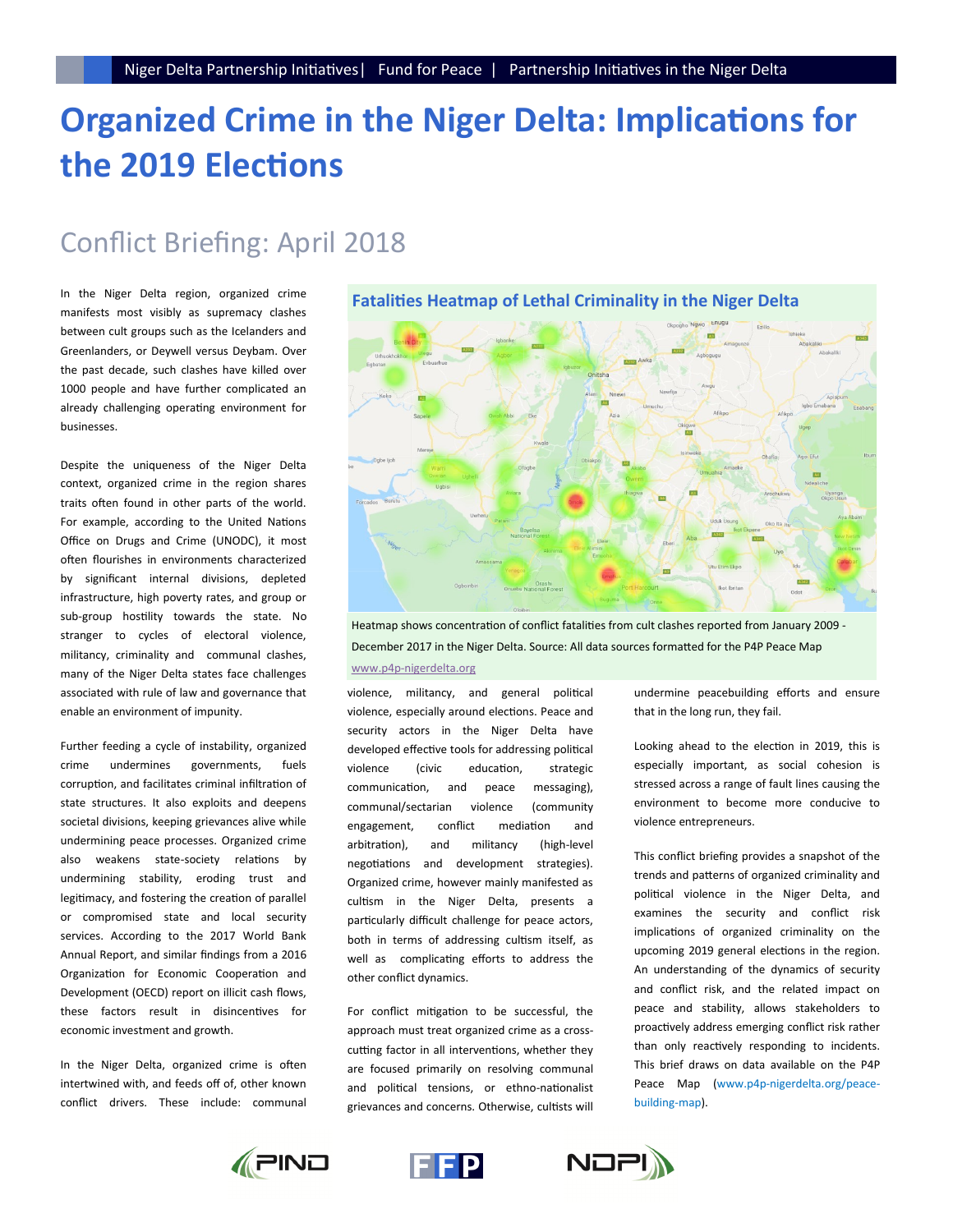# Organized Crime in the Niger Delta: Implications for the 2019 Elections

## Conflict Briefing: April 2018

In the Niger Delta region, organized crime manifests most visibly as supremacy clashes between cult groups such as the Icelanders and Greenlanders, or Deywell versus Deybam. Over the past decade, such clashes have killed over 1000 people and have further complicated an already challenging operating environment for businesses.

Despite the uniqueness of the Niger Delta context, organized crime in the region shares traits often found in other parts of the world. For example, according to the United Nations Office on Drugs and Crime (UNODC), it most often flourishes in environments characterized by significant internal divisions, depleted infrastructure, high poverty rates, and group or sub-group hostility towards the state. No stranger to cycles of electoral violence, militancy, criminality and communal clashes, many of the Niger Delta states face challenges associated with rule of law and governance that enable an environment of impunity.

Further feeding a cycle of instability, organized crime undermines governments, fuels corruption, and facilitates criminal infiltration of state structures. It also exploits and deepens societal divisions, keeping grievances alive while undermining peace processes. Organized crime also weakens state-society relations by undermining stability, eroding trust and legitimacy, and fostering the creation of parallel or compromised state and local security services. According to the 2017 World Bank Annual Report, and similar findings from a 2016 Organization for Economic Cooperation and Development (OECD) report on illicit cash flows, these factors result in disincentives for economic investment and growth.

In the Niger Delta, organized crime is often intertwined with, and feeds off of, other known conflict drivers. These include: communal violence, militancy, and general political violence, especially around elections. Peace and security actors in the Niger Delta have developed effective tools for addressing political violence (civic education, strategic communication, and peace messaging), communal/sectarian violence (community engagement, conflict mediation and arbitration), and militancy (high-level negotiations and development strategies). Organized crime, however mainly manifested as cultism in the Niger Delta, presents a particularly difficult challenge for peace actors, both in terms of addressing cultism itself, as well as complicating efforts to address the other conflict dynamics.

For conflict mitigation to be successful, the approach must treat organized crime as a cross-cutting factor in all interventions, whether they are focused primarily on resolving communal and political tensions, or ethno-nationalist grievances and concerns. Otherwise, cultists will undermine peacebuilding efforts and ensure that in the long run, they fail.

Looking ahead to the election in 2019, this is especially important, as social cohesion is stressed across a range of fault lines causing the environment to become more conducive to violence entrepreneurs.

This conflict briefing provides a snapshot of the trends and patterns of organized criminality and political violence in the Niger Delta, and examines the security and conflict risk implications of organized criminality on the upcoming 2019 general elections in the region. An understanding of the dynamics of security and conflict risk, and the related impact on peace and stability, allows stakeholders to proactively address emerging conflict risk rather than only reactively responding to incidents. This brief draws on data available on the P4P Peace Map (www.p4p-nigerdelta.org/peace-building-map).

### Fatalities Heatmap of Lethal Criminality in the Niger Delta

Heatmap shows concentration of conflict fatalities from cult clashes reported from January 2009 - December 2017 in the Niger Delta. Source: All data sources formatted for the P4P Peace Map www.p4p-nigerdelta.org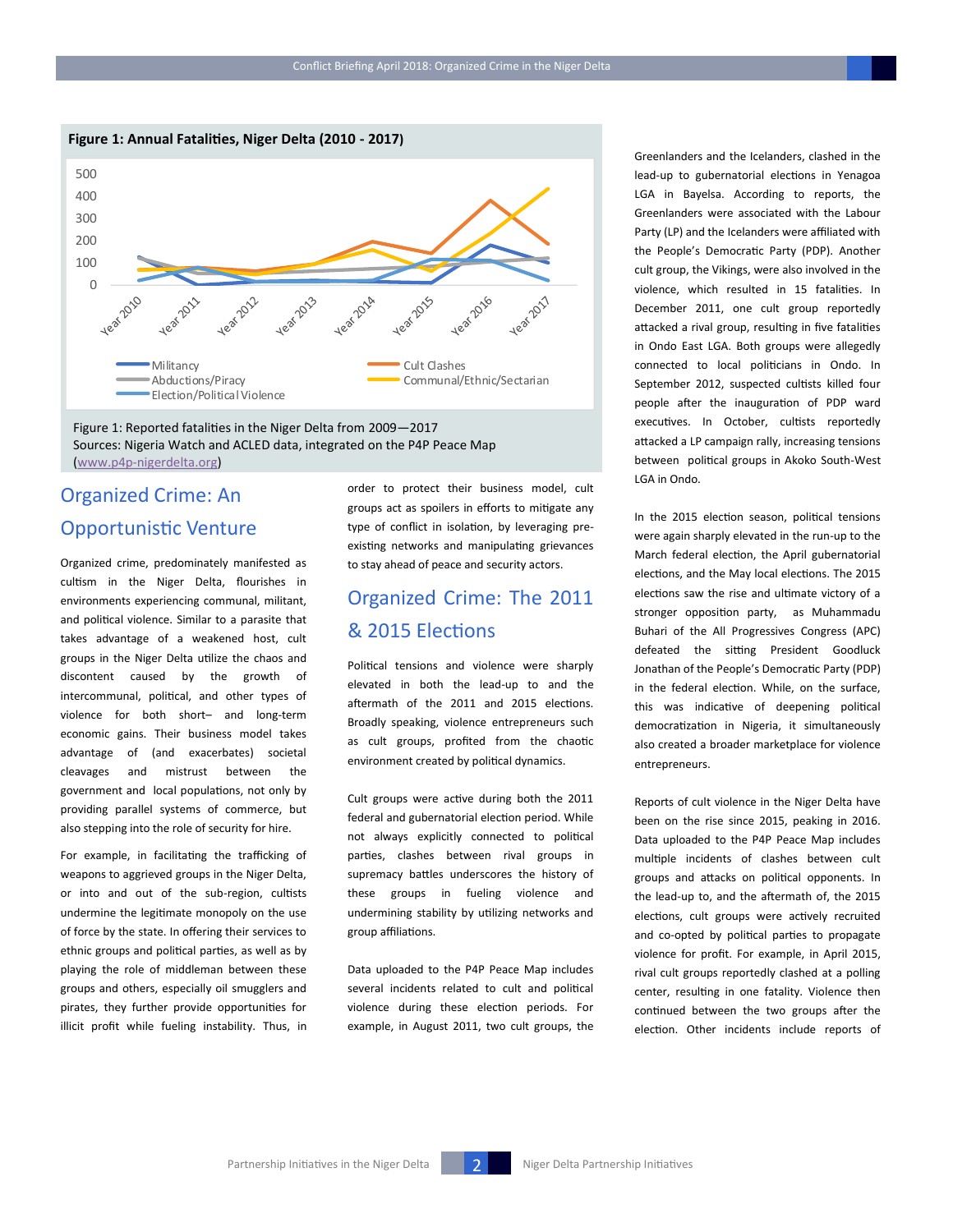**Figure 1: Annual Fatalities, Niger Delta (2010 - 2017)**

Figure 1: Reported fatalities in the Niger Delta from 2009—2017
Sources: Nigeria Watch and ACLED data, integrated on the P4P Peace Map (www.p4p-nigerdelta.org)

## Organized Crime: An Opportunistic Venture

Organized crime, predominately manifested as cultism in the Niger Delta, flourishes in environments experiencing communal, militant, and political violence. Similar to a parasite that takes advantage of a weakened host, cult groups in the Niger Delta utilize the chaos and discontent caused by the growth of intercommunal, political, and other types of violence for both short– and long-term economic gains. Their business model takes advantage of (and exacerbates) societal cleavages and mistrust between the government and local populations, not only by providing parallel systems of commerce, but also stepping into the role of security for hire.

For example, in facilitating the trafficking of weapons to aggrieved groups in the Niger Delta, or into and out of the sub-region, cultists undermine the legitimate monopoly on the use of force by the state. In offering their services to ethnic groups and political parties, as well as by playing the role of middleman between these groups and others, especially oil smugglers and pirates, they further provide opportunities for illicit profit while fueling instability. Thus, in order to protect their business model, cult groups act as spoilers in efforts to mitigate any type of conflict in isolation, by leveraging pre-existing networks and manipulating grievances to stay ahead of peace and security actors.

## Organized Crime: The 2011 & 2015 Elections

Political tensions and violence were sharply elevated in both the lead-up to and the aftermath of the 2011 and 2015 elections. Broadly speaking, violence entrepreneurs such as cult groups, profited from the chaotic environment created by political dynamics.

Cult groups were active during both the 2011 federal and gubernatorial election period. While not always explicitly connected to political parties, clashes between rival groups in supremacy battles underscores the history of these groups in fueling violence and undermining stability by utilizing networks and group affiliations.

Data uploaded to the P4P Peace Map includes several incidents related to cult and political violence during these election periods. For example, in August 2011, two cult groups, the Greenlanders and the Icelanders, clashed in the lead-up to gubernatorial elections in Yenagoa LGA in Bayelsa. According to reports, the Greenlanders were associated with the Labour Party (LP) and the Icelanders were affiliated with the People's Democratic Party (PDP). Another cult group, the Vikings, were also involved in the violence, which resulted in 15 fatalities. In December 2011, one cult group reportedly attacked a rival group, resulting in five fatalities in Ondo East LGA. Both groups were allegedly connected to local politicians in Ondo. In September 2012, suspected cultists killed four people after the inauguration of PDP ward executives. In October, cultists reportedly attacked a LP campaign rally, increasing tensions between political groups in Akoko South-West LGA in Ondo.

In the 2015 election season, political tensions were again sharply elevated in the run-up to the March federal election, the April gubernatorial elections, and the May local elections. The 2015 elections saw the rise and ultimate victory of a stronger opposition party, as Muhammadu Buhari of the All Progressives Congress (APC) defeated the sitting President Goodluck Jonathan of the People's Democratic Party (PDP) in the federal election. While, on the surface, this was indicative of deepening political democratization in Nigeria, it simultaneously also created a broader marketplace for violence entrepreneurs.

Reports of cult violence in the Niger Delta have been on the rise since 2015, peaking in 2016. Data uploaded to the P4P Peace Map includes multiple incidents of clashes between cult groups and attacks on political opponents. In the lead-up to, and the aftermath of, the 2015 elections, cult groups were actively recruited and co-opted by political parties to propagate violence for profit. For example, in April 2015, rival cult groups reportedly clashed at a polling center, resulting in one fatality. Violence then continued between the two groups after the election. Other incidents include reports of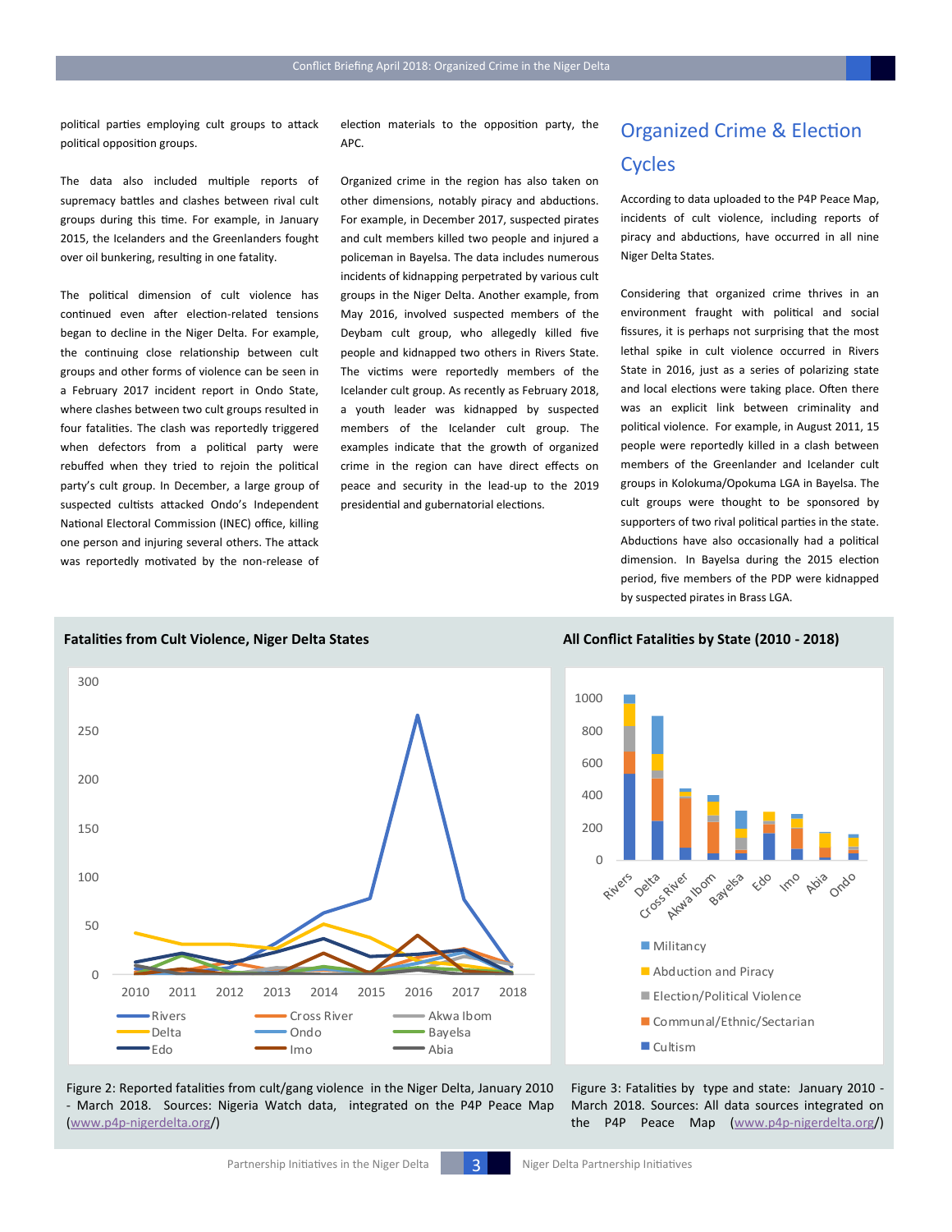political parties employing cult groups to attack political opposition groups.

The data also included multiple reports of supremacy battles and clashes between rival cult groups during this time. For example, in January 2015, the Icelanders and the Greenlanders fought over oil bunkering, resulting in one fatality.

The political dimension of cult violence has continued even after election-related tensions began to decline in the Niger Delta. For example, the continuing close relationship between cult groups and other forms of violence can be seen in a February 2017 incident report in Ondo State, where clashes between two cult groups resulted in four fatalities. The clash was reportedly triggered when defectors from a political party were rebuffed when they tried to rejoin the political party's cult group. In December, a large group of suspected cultists attacked Ondo's Independent National Electoral Commission (INEC) office, killing one person and injuring several others. The attack was reportedly motivated by the non-release of election materials to the opposition party, the APC.

Organized crime in the region has also taken on other dimensions, notably piracy and abductions. For example, in December 2017, suspected pirates and cult members killed two people and injured a policeman in Bayelsa. The data includes numerous incidents of kidnapping perpetrated by various cult groups in the Niger Delta. Another example, from May 2016, involved suspected members of the Deybam cult group, who allegedly killed five people and kidnapped two others in Rivers State. The victims were reportedly members of the Icelander cult group. As recently as February 2018, a youth leader was kidnapped by suspected members of the Icelander cult group. The examples indicate that the growth of organized crime in the region can have direct effects on peace and security in the lead-up to the 2019 presidential and gubernatorial elections.

## Organized Crime & Election Cycles

According to data uploaded to the P4P Peace Map, incidents of cult violence, including reports of piracy and abductions, have occurred in all nine Niger Delta States.

Considering that organized crime thrives in an environment fraught with political and social fissures, it is perhaps not surprising that the most lethal spike in cult violence occurred in Rivers State in 2016, just as a series of polarizing state and local elections were taking place. Often there was an explicit link between criminality and political violence. For example, in August 2011, 15 people were reportedly killed in a clash between members of the Greenlander and Icelander cult groups in Kolokuma/Opokuma LGA in Bayelsa. The cult groups were thought to be sponsored by supporters of two rival political parties in the state. Abductions have also occasionally had a political dimension. In Bayelsa during the 2015 election period, five members of the PDP were kidnapped by suspected pirates in Brass LGA.

**Fatalities from Cult Violence, Niger Delta States**

Figure 2: Reported fatalities from cult/gang violence in the Niger Delta, January 2010 - March 2018. Sources: Nigeria Watch data, integrated on the P4P Peace Map (www.p4p-nigerdelta.org/)

**All Conflict Fatalities by State (2010 - 2018)**

Figure 3: Fatalities by type and state: January 2010 - March 2018. Sources: All data sources integrated on the P4P Peace Map (www.p4p-nigerdelta.org/)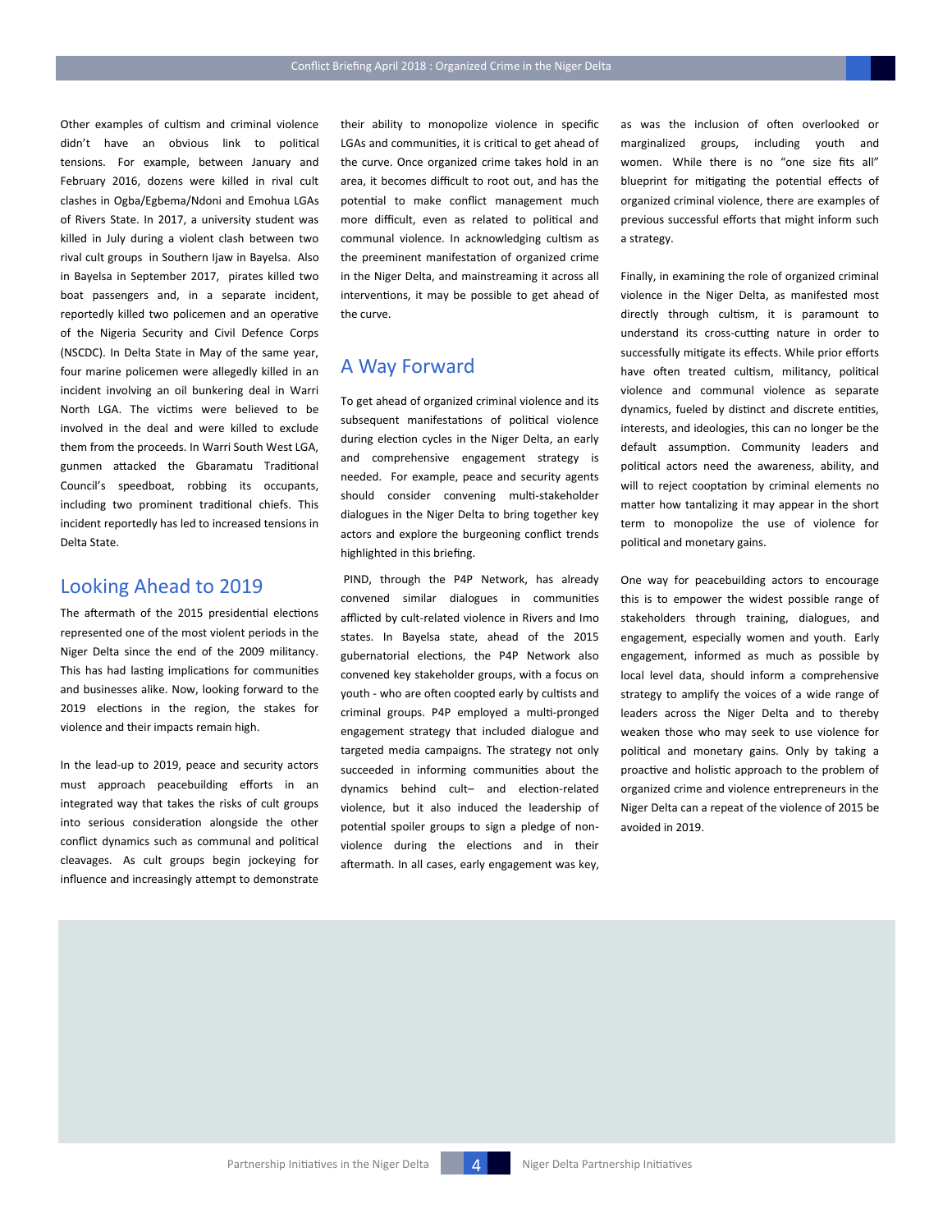Other examples of cultism and criminal violence didn't have an obvious link to political tensions. For example, between January and February 2016, dozens were killed in rival cult clashes in Ogba/Egbema/Ndoni and Emohua LGAs of Rivers State. In 2017, a university student was killed in July during a violent clash between two rival cult groups in Southern Ijaw in Bayelsa. Also in Bayelsa in September 2017, pirates killed two boat passengers and, in a separate incident, reportedly killed two policemen and an operative of the Nigeria Security and Civil Defence Corps (NSCDC). In Delta State in May of the same year, four marine policemen were allegedly killed in an incident involving an oil bunkering deal in Warri North LGA. The victims were believed to be involved in the deal and were killed to exclude them from the proceeds. In Warri South West LGA, gunmen attacked the Gbaramatu Traditional Council's speedboat, robbing its occupants, including two prominent traditional chiefs. This incident reportedly has led to increased tensions in Delta State.

## Looking Ahead to 2019

The aftermath of the 2015 presidential elections represented one of the most violent periods in the Niger Delta since the end of the 2009 militancy. This has had lasting implications for communities and businesses alike. Now, looking forward to the 2019 elections in the region, the stakes for violence and their impacts remain high.

In the lead-up to 2019, peace and security actors must approach peacebuilding efforts in an integrated way that takes the risks of cult groups into serious consideration alongside the other conflict dynamics such as communal and political cleavages. As cult groups begin jockeying for influence and increasingly attempt to demonstrate their ability to monopolize violence in specific LGAs and communities, it is critical to get ahead of the curve. Once organized crime takes hold in an area, it becomes difficult to root out, and has the potential to make conflict management much more difficult, even as related to political and communal violence. In acknowledging cultism as the preeminent manifestation of organized crime in the Niger Delta, and mainstreaming it across all interventions, it may be possible to get ahead of the curve.

## A Way Forward

To get ahead of organized criminal violence and its subsequent manifestations of political violence during election cycles in the Niger Delta, an early and comprehensive engagement strategy is needed. For example, peace and security agents should consider convening multi-stakeholder dialogues in the Niger Delta to bring together key actors and explore the burgeoning conflict trends highlighted in this briefing.

PIND, through the P4P Network, has already convened similar dialogues in communities afflicted by cult-related violence in Rivers and Imo states. In Bayelsa state, ahead of the 2015 gubernatorial elections, the P4P Network also convened key stakeholder groups, with a focus on youth - who are often coopted early by cultists and criminal groups. P4P employed a multi-pronged engagement strategy that included dialogue and targeted media campaigns. The strategy not only succeeded in informing communities about the dynamics behind cult– and election-related violence, but it also induced the leadership of potential spoiler groups to sign a pledge of non-violence during the elections and in their aftermath. In all cases, early engagement was key, as was the inclusion of often overlooked or marginalized groups, including youth and women. While there is no "one size fits all" blueprint for mitigating the potential effects of organized criminal violence, there are examples of previous successful efforts that might inform such a strategy.

Finally, in examining the role of organized criminal violence in the Niger Delta, as manifested most directly through cultism, it is paramount to understand its cross-cutting nature in order to successfully mitigate its effects. While prior efforts have often treated cultism, militancy, political violence and communal violence as separate dynamics, fueled by distinct and discrete entities, interests, and ideologies, this can no longer be the default assumption. Community leaders and political actors need the awareness, ability, and will to reject cooptation by criminal elements no matter how tantalizing it may appear in the short term to monopolize the use of violence for political and monetary gains.

One way for peacebuilding actors to encourage this is to empower the widest possible range of stakeholders through training, dialogues, and engagement, especially women and youth. Early engagement, informed as much as possible by local level data, should inform a comprehensive strategy to amplify the voices of a wide range of leaders across the Niger Delta and to thereby weaken those who may seek to use violence for political and monetary gains. Only by taking a proactive and holistic approach to the problem of organized crime and violence entrepreneurs in the Niger Delta can a repeat of the violence of 2015 be avoided in 2019.